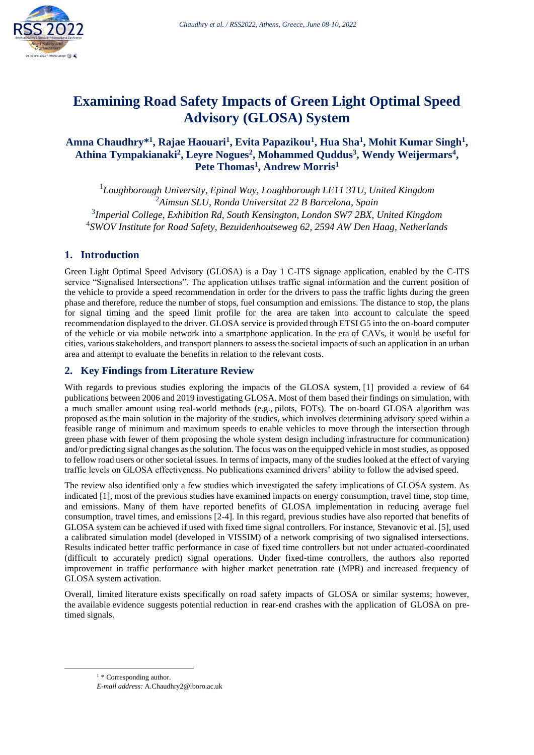# Examining Road Safety Impacts of Green Light Optimal Speed Advisory (GLOSA) System

**Amna Chaudhry*[1], Rajae Haouari[1], Evita Papazikou[1], Hua Sha[1], Mohit Kumar Singh[1], Athina Tympakianaki[2], Leyre Nogues[2], Mohammed Quddus[3], Wendy Weijermars[4], Pete Thomas[1], Andrew Morris[1]**

[1]*Loughborough University, Epinal Way, Loughborough LE11 3TU, United Kingdom*
[2]*Aimsun SLU, Ronda Universitat 22 B Barcelona, Spain*
[3]*Imperial College, Exhibition Rd, South Kensington, London SW7 2BX, United Kingdom*
[4]*SWOV Institute for Road Safety, Bezuidenhoutseweg 62, 2594 AW Den Haag, Netherlands*

## 1. Introduction

Green Light Optimal Speed Advisory (GLOSA) is a Day 1 C-ITS signage application, enabled by the C-ITS service "Signalised Intersections". The application utilises traffic signal information and the current position of the vehicle to provide a speed recommendation in order for the drivers to pass the traffic lights during the green phase and therefore, reduce the number of stops, fuel consumption and emissions. The distance to stop, the plans for signal timing and the speed limit profile for the area are taken into account to calculate the speed recommendation displayed to the driver. GLOSA service is provided through ETSI G5 into the on-board computer of the vehicle or via mobile network into a smartphone application. In the era of CAVs, it would be useful for cities, various stakeholders, and transport planners to assess the societal impacts of such an application in an urban area and attempt to evaluate the benefits in relation to the relevant costs.

## 2. Key Findings from Literature Review

With regards to previous studies exploring the impacts of the GLOSA system, [1] provided a review of 64 publications between 2006 and 2019 investigating GLOSA. Most of them based their findings on simulation, with a much smaller amount using real-world methods (e.g., pilots, FOTs). The on-board GLOSA algorithm was proposed as the main solution in the majority of the studies, which involves determining advisory speed within a feasible range of minimum and maximum speeds to enable vehicles to move through the intersection through green phase with fewer of them proposing the whole system design including infrastructure for communication) and/or predicting signal changes as the solution. The focus was on the equipped vehicle in most studies, as opposed to fellow road users or other societal issues. In terms of impacts, many of the studies looked at the effect of varying traffic levels on GLOSA effectiveness. No publications examined drivers' ability to follow the advised speed.

The review also identified only a few studies which investigated the safety implications of GLOSA system. As indicated [1], most of the previous studies have examined impacts on energy consumption, travel time, stop time, and emissions. Many of them have reported benefits of GLOSA implementation in reducing average fuel consumption, travel times, and emissions [2-4]. In this regard, previous studies have also reported that benefits of GLOSA system can be achieved if used with fixed time signal controllers. For instance, Stevanovic et al. [5], used a calibrated simulation model (developed in VISSIM) of a network comprising of two signalised intersections. Results indicated better traffic performance in case of fixed time controllers but not under actuated-coordinated (difficult to accurately predict) signal operations. Under fixed-time controllers, the authors also reported improvement in traffic performance with higher market penetration rate (MPR) and increased frequency of GLOSA system activation.

Overall, limited literature exists specifically on road safety impacts of GLOSA or similar systems; however, the available evidence suggests potential reduction in rear-end crashes with the application of GLOSA on pre-timed signals.

[1] * Corresponding author.
*E-mail address:* A.Chaudhry2@lboro.ac.uk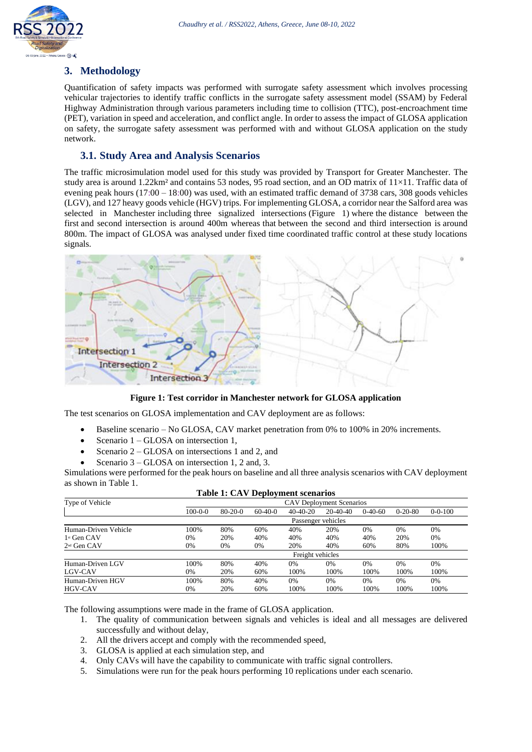## 3. Methodology

Quantification of safety impacts was performed with surrogate safety assessment which involves processing vehicular trajectories to identify traffic conflicts in the surrogate safety assessment model (SSAM) by Federal Highway Administration through various parameters including time to collision (TTC), post-encroachment time (PET), variation in speed and acceleration, and conflict angle. In order to assess the impact of GLOSA application on safety, the surrogate safety assessment was performed with and without GLOSA application on the study network.

### 3.1. Study Area and Analysis Scenarios

The traffic microsimulation model used for this study was provided by Transport for Greater Manchester. The study area is around 1.22km² and contains 53 nodes, 95 road section, and an OD matrix of 11×11. Traffic data of evening peak hours (17:00 – 18:00) was used, with an estimated traffic demand of 3738 cars, 308 goods vehicles (LGV), and 127 heavy goods vehicle (HGV) trips. For implementing GLOSA, a corridor near the Salford area was selected in Manchester including three signalized intersections (Figure 1) where the distance between the first and second intersection is around 400m whereas that between the second and third intersection is around 800m. The impact of GLOSA was analysed under fixed time coordinated traffic control at these study locations signals.

**Figure 1: Test corridor in Manchester network for GLOSA application**

The test scenarios on GLOSA implementation and CAV deployment are as follows:

- Baseline scenario – No GLOSA, CAV market penetration from 0% to 100% in 20% increments.
- Scenario 1 – GLOSA on intersection 1,
- Scenario 2 – GLOSA on intersections 1 and 2, and
- Scenario 3 – GLOSA on intersection 1, 2 and, 3.

Simulations were performed for the peak hours on baseline and all three analysis scenarios with CAV deployment as shown in Table 1.

**Table 1: CAV Deployment scenarios**

| Type of Vehicle | CAV Deployment Scenarios | | | | | | | |
|---|---|---|---|---|---|---|---|---|
| | 100-0-0 | 80-20-0 | 60-40-0 | 40-40-20 | 20-40-40 | 0-40-60 | 0-20-80 | 0-0-100 |
| | Passenger vehicles | | | | | | | |
| Human-Driven Vehicle | 100% | 80% | 60% | 40% | 20% | 0% | 0% | 0% |
| 1st Gen CAV | 0% | 20% | 40% | 40% | 40% | 40% | 20% | 0% |
| 2nd Gen CAV | 0% | 0% | 0% | 20% | 40% | 60% | 80% | 100% |
| | Freight vehicles | | | | | | | |
| Human-Driven LGV | 100% | 80% | 40% | 0% | 0% | 0% | 0% | 0% |
| LGV-CAV | 0% | 20% | 60% | 100% | 100% | 100% | 100% | 100% |
| Human-Driven HGV | 100% | 80% | 40% | 0% | 0% | 0% | 0% | 0% |
| HGV-CAV | 0% | 20% | 60% | 100% | 100% | 100% | 100% | 100% |

The following assumptions were made in the frame of GLOSA application.

1. The quality of communication between signals and vehicles is ideal and all messages are delivered successfully and without delay,
2. All the drivers accept and comply with the recommended speed,
3. GLOSA is applied at each simulation step, and
4. Only CAVs will have the capability to communicate with traffic signal controllers.
5. Simulations were run for the peak hours performing 10 replications under each scenario.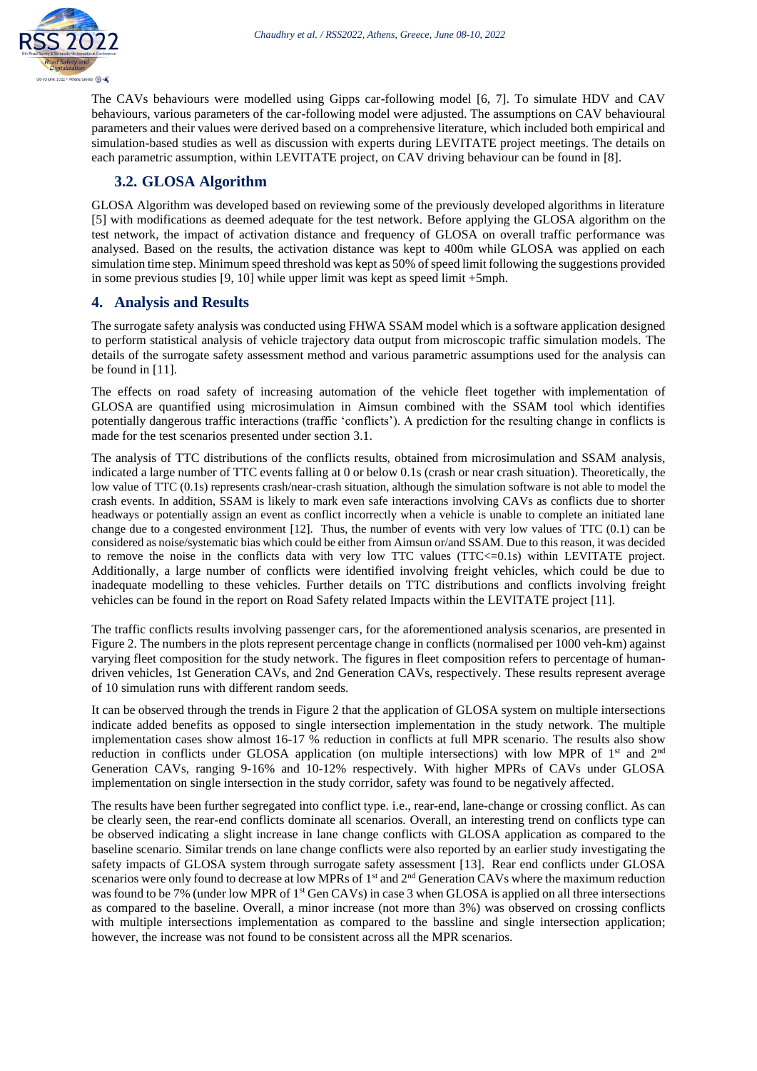The CAVs behaviours were modelled using Gipps car-following model [6, 7]. To simulate HDV and CAV behaviours, various parameters of the car-following model were adjusted. The assumptions on CAV behavioural parameters and their values were derived based on a comprehensive literature, which included both empirical and simulation-based studies as well as discussion with experts during LEVITATE project meetings. The details on each parametric assumption, within LEVITATE project, on CAV driving behaviour can be found in [8].

### 3.2. GLOSA Algorithm

GLOSA Algorithm was developed based on reviewing some of the previously developed algorithms in literature [5] with modifications as deemed adequate for the test network. Before applying the GLOSA algorithm on the test network, the impact of activation distance and frequency of GLOSA on overall traffic performance was analysed. Based on the results, the activation distance was kept to 400m while GLOSA was applied on each simulation time step. Minimum speed threshold was kept as 50% of speed limit following the suggestions provided in some previous studies [9, 10] while upper limit was kept as speed limit +5mph.

## 4. Analysis and Results

The surrogate safety analysis was conducted using FHWA SSAM model which is a software application designed to perform statistical analysis of vehicle trajectory data output from microscopic traffic simulation models. The details of the surrogate safety assessment method and various parametric assumptions used for the analysis can be found in [11].

The effects on road safety of increasing automation of the vehicle fleet together with implementation of GLOSA are quantified using microsimulation in Aimsun combined with the SSAM tool which identifies potentially dangerous traffic interactions (traffic 'conflicts'). A prediction for the resulting change in conflicts is made for the test scenarios presented under section 3.1.

The analysis of TTC distributions of the conflicts results, obtained from microsimulation and SSAM analysis, indicated a large number of TTC events falling at 0 or below 0.1s (crash or near crash situation). Theoretically, the low value of TTC (0.1s) represents crash/near-crash situation, although the simulation software is not able to model the crash events. In addition, SSAM is likely to mark even safe interactions involving CAVs as conflicts due to shorter headways or potentially assign an event as conflict incorrectly when a vehicle is unable to complete an initiated lane change due to a congested environment [12]. Thus, the number of events with very low values of TTC (0.1) can be considered as noise/systematic bias which could be either from Aimsun or/and SSAM. Due to this reason, it was decided to remove the noise in the conflicts data with very low TTC values (TTC<=0.1s) within LEVITATE project. Additionally, a large number of conflicts were identified involving freight vehicles, which could be due to inadequate modelling to these vehicles. Further details on TTC distributions and conflicts involving freight vehicles can be found in the report on Road Safety related Impacts within the LEVITATE project [11].

The traffic conflicts results involving passenger cars, for the aforementioned analysis scenarios, are presented in Figure 2. The numbers in the plots represent percentage change in conflicts (normalised per 1000 veh-km) against varying fleet composition for the study network. The figures in fleet composition refers to percentage of human-driven vehicles, 1st Generation CAVs, and 2nd Generation CAVs, respectively. These results represent average of 10 simulation runs with different random seeds.

It can be observed through the trends in Figure 2 that the application of GLOSA system on multiple intersections indicate added benefits as opposed to single intersection implementation in the study network. The multiple implementation cases show almost 16-17 % reduction in conflicts at full MPR scenario. The results also show reduction in conflicts under GLOSA application (on multiple intersections) with low MPR of 1st and 2nd Generation CAVs, ranging 9-16% and 10-12% respectively. With higher MPRs of CAVs under GLOSA implementation on single intersection in the study corridor, safety was found to be negatively affected.

The results have been further segregated into conflict type. i.e., rear-end, lane-change or crossing conflict. As can be clearly seen, the rear-end conflicts dominate all scenarios. Overall, an interesting trend on conflicts type can be observed indicating a slight increase in lane change conflicts with GLOSA application as compared to the baseline scenario. Similar trends on lane change conflicts were also reported by an earlier study investigating the safety impacts of GLOSA system through surrogate safety assessment [13]. Rear end conflicts under GLOSA scenarios were only found to decrease at low MPRs of 1st and 2nd Generation CAVs where the maximum reduction was found to be 7% (under low MPR of 1st Gen CAVs) in case 3 when GLOSA is applied on all three intersections as compared to the baseline. Overall, a minor increase (not more than 3%) was observed on crossing conflicts with multiple intersections implementation as compared to the bassline and single intersection application; however, the increase was not found to be consistent across all the MPR scenarios.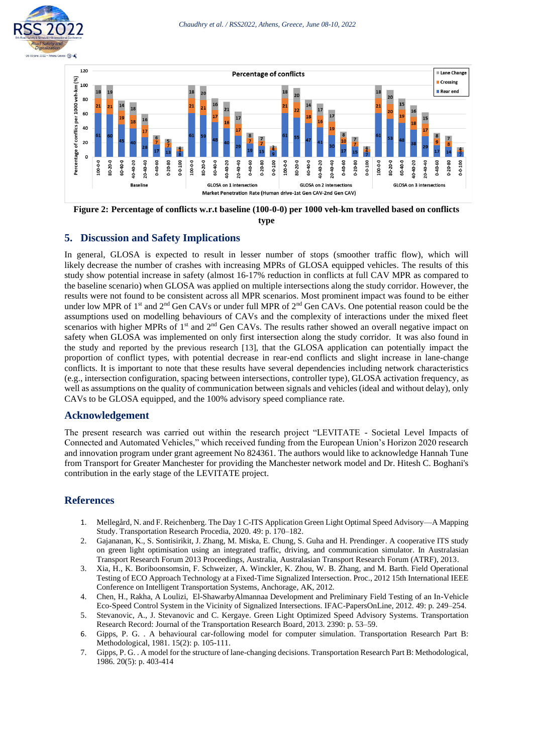Figure 2: Percentage of conflicts w.r.t baseline (100-0-0) per 1000 veh-km travelled based on conflicts type

## 5. Discussion and Safety Implications

In general, GLOSA is expected to result in lesser number of stops (smoother traffic flow), which will likely decrease the number of crashes with increasing MPRs of GLOSA equipped vehicles. The results of this study show potential increase in safety (almost 16-17% reduction in conflicts at full CAV MPR as compared to the baseline scenario) when GLOSA was applied on multiple intersections along the study corridor. However, the results were not found to be consistent across all MPR scenarios. Most prominent impact was found to be either under low MPR of 1st and 2nd Gen CAVs or under full MPR of 2nd Gen CAVs. One potential reason could be the assumptions used on modelling behaviours of CAVs and the complexity of interactions under the mixed fleet scenarios with higher MPRs of 1st and 2nd Gen CAVs. The results rather showed an overall negative impact on safety when GLOSA was implemented on only first intersection along the study corridor. It was also found in the study and reported by the previous research [13], that the GLOSA application can potentially impact the proportion of conflict types, with potential decrease in rear-end conflicts and slight increase in lane-change conflicts. It is important to note that these results have several dependencies including network characteristics (e.g., intersection configuration, spacing between intersections, controller type), GLOSA activation frequency, as well as assumptions on the quality of communication between signals and vehicles (ideal and without delay), only CAVs to be GLOSA equipped, and the 100% advisory speed compliance rate.

## Acknowledgement

The present research was carried out within the research project "LEVITATE - Societal Level Impacts of Connected and Automated Vehicles," which received funding from the European Union's Horizon 2020 research and innovation program under grant agreement No 824361. The authors would like to acknowledge Hannah Tune from Transport for Greater Manchester for providing the Manchester network model and Dr. Hitesh C. Boghani's contribution in the early stage of the LEVITATE project.

## References

1. Mellegård, N. and F. Reichenberg. The Day 1 C-ITS Application Green Light Optimal Speed Advisory—A Mapping Study. Transportation Research Procedia, 2020. 49: p. 170–182.
2. Gajananan, K., S. Sontisirikit, J. Zhang, M. Miska, E. Chung, S. Guha and H. Prendinger. A cooperative ITS study on green light optimisation using an integrated traffic, driving, and communication simulator. In Australasian Transport Research Forum 2013 Proceedings, Australia, Australasian Transport Research Forum (ATRF), 2013.
3. Xia, H., K. Boriboonsomsin, F. Schweizer, A. Winckler, K. Zhou, W. B. Zhang, and M. Barth. Field Operational Testing of ECO Approach Technology at a Fixed-Time Signalized Intersection. Proc., 2012 15th International IEEE Conference on Intelligent Transportation Systems, Anchorage, AK, 2012.
4. Chen, H., Rakha, A Loulizi, El-ShawarbyAlmannaa Development and Preliminary Field Testing of an In-Vehicle Eco-Speed Control System in the Vicinity of Signalized Intersections. IFAC-PapersOnLine, 2012. 49: p. 249–254.
5. Stevanovic, A., J. Stevanovic and C. Kergaye. Green Light Optimized Speed Advisory Systems. Transportation Research Record: Journal of the Transportation Research Board, 2013. 2390: p. 53–59.
6. Gipps, P. G. . A behavioural car-following model for computer simulation. Transportation Research Part B: Methodological, 1981. 15(2): p. 105-111.
7. Gipps, P. G. . A model for the structure of lane-changing decisions. Transportation Research Part B: Methodological, 1986. 20(5): p. 403-414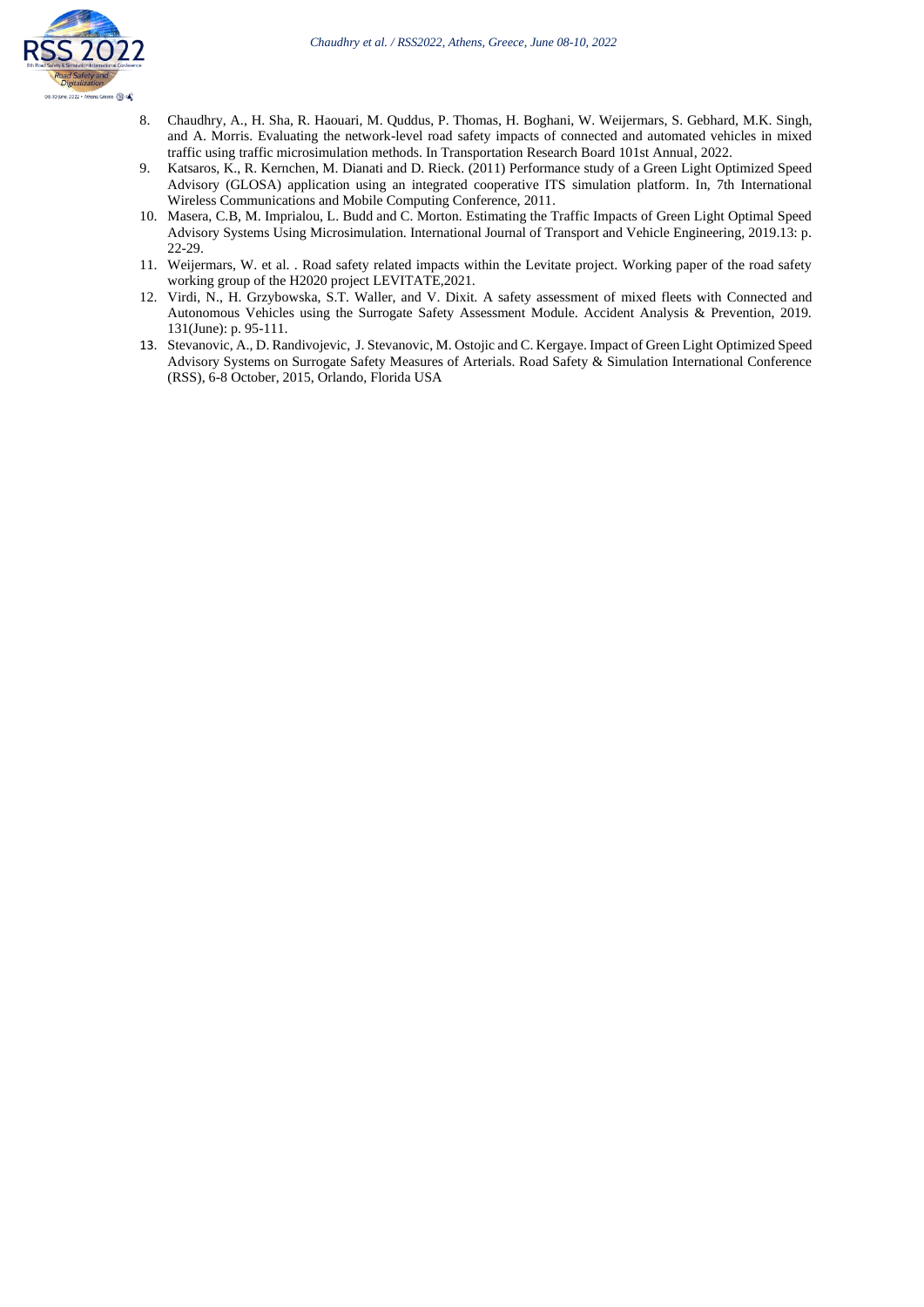8. Chaudhry, A., H. Sha, R. Haouari, M. Quddus, P. Thomas, H. Boghani, W. Weijermars, S. Gebhard, M.K. Singh, and A. Morris. Evaluating the network-level road safety impacts of connected and automated vehicles in mixed traffic using traffic microsimulation methods. In Transportation Research Board 101st Annual, 2022.
9. Katsaros, K., R. Kernchen, M. Dianati and D. Rieck. (2011) Performance study of a Green Light Optimized Speed Advisory (GLOSA) application using an integrated cooperative ITS simulation platform. In, 7th International Wireless Communications and Mobile Computing Conference, 2011.
10. Masera, C.B, M. Imprialou, L. Budd and C. Morton. Estimating the Traffic Impacts of Green Light Optimal Speed Advisory Systems Using Microsimulation. International Journal of Transport and Vehicle Engineering, 2019.13: p. 22-29.
11. Weijermars, W. et al. . Road safety related impacts within the Levitate project. Working paper of the road safety working group of the H2020 project LEVITATE,2021.
12. Virdi, N., H. Grzybowska, S.T. Waller, and V. Dixit. A safety assessment of mixed fleets with Connected and Autonomous Vehicles using the Surrogate Safety Assessment Module. Accident Analysis & Prevention, 2019. 131(June): p. 95-111.
13. Stevanovic, A., D. Randivojevic, J. Stevanovic, M. Ostojic and C. Kergaye. Impact of Green Light Optimized Speed Advisory Systems on Surrogate Safety Measures of Arterials. Road Safety & Simulation International Conference (RSS), 6-8 October, 2015, Orlando, Florida USA